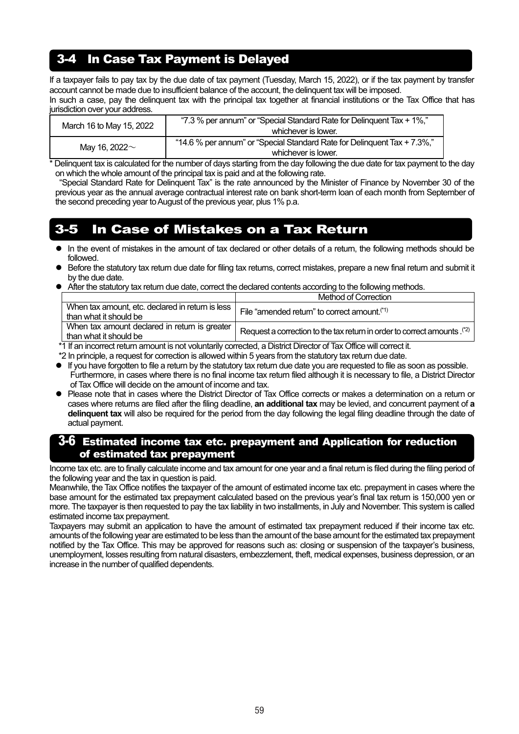## 3-4 In Case Tax Payment is Delayed

If a taxpayer fails to pay tax by the due date of tax payment (Tuesday, March 15, 2022), or if the tax payment by transfer account cannot be made due to insufficient balance of the account, the delinquent tax will be imposed.
In such a case, pay the delinquent tax with the principal tax together at financial institutions or the Tax Office that has jurisdiction over your address.

| | |
|---|---|
| March 16 to May 15, 2022 | "7.3 % per annum" or "Special Standard Rate for Delinquent Tax + 1%," whichever is lower. |
| May 16, 2022～ | "14.6 % per annum" or "Special Standard Rate for Delinquent Tax + 7.3%," whichever is lower. |

\* Delinquent tax is calculated for the number of days starting from the day following the due date for tax payment to the day on which the whole amount of the principal tax is paid and at the following rate.
"Special Standard Rate for Delinquent Tax" is the rate announced by the Minister of Finance by November 30 of the previous year as the annual average contractual interest rate on bank short-term loan of each month from September of the second preceding year to August of the previous year, plus 1% p.a.

## 3-5 In Case of Mistakes on a Tax Return

- In the event of mistakes in the amount of tax declared or other details of a return, the following methods should be followed.
- Before the statutory tax return due date for filing tax returns, correct mistakes, prepare a new final return and submit it by the due date.
- After the statutory tax return due date, correct the declared contents according to the following methods.

| | Method of Correction |
|---|---|
| When tax amount, etc. declared in return is less than what it should be | File "amended return" to correct amount.(*1) |
| When tax amount declared in return is greater than what it should be | Request a correction to the tax return in order to correct amounts .(*2) |

*1 If an incorrect return amount is not voluntarily corrected, a District Director of Tax Office will correct it.
*2 In principle, a request for correction is allowed within 5 years from the statutory tax return due date.

- If you have forgotten to file a return by the statutory tax return due date you are requested to file as soon as possible. Furthermore, in cases where there is no final income tax return filed although it is necessary to file, a District Director of Tax Office will decide on the amount of income and tax.
- Please note that in cases where the District Director of Tax Office corrects or makes a determination on a return or cases where returns are filed after the filing deadline, **an additional tax** may be levied, and concurrent payment of **a delinquent tax** will also be required for the period from the day following the legal filing deadline through the date of actual payment.

## 3-6 Estimated income tax etc. prepayment and Application for reduction of estimated tax prepayment

Income tax etc. are to finally calculate income and tax amount for one year and a final return is filed during the filing period of the following year and the tax in question is paid.
Meanwhile, the Tax Office notifies the taxpayer of the amount of estimated income tax etc. prepayment in cases where the base amount for the estimated tax prepayment calculated based on the previous year's final tax return is 150,000 yen or more. The taxpayer is then requested to pay the tax liability in two installments, in July and November. This system is called estimated income tax prepayment.
Taxpayers may submit an application to have the amount of estimated tax prepayment reduced if their income tax etc. amounts of the following year are estimated to be less than the amount of the base amount for the estimated tax prepayment notified by the Tax Office. This may be approved for reasons such as: closing or suspension of the taxpayer's business, unemployment, losses resulting from natural disasters, embezzlement, theft, medical expenses, business depression, or an increase in the number of qualified dependents.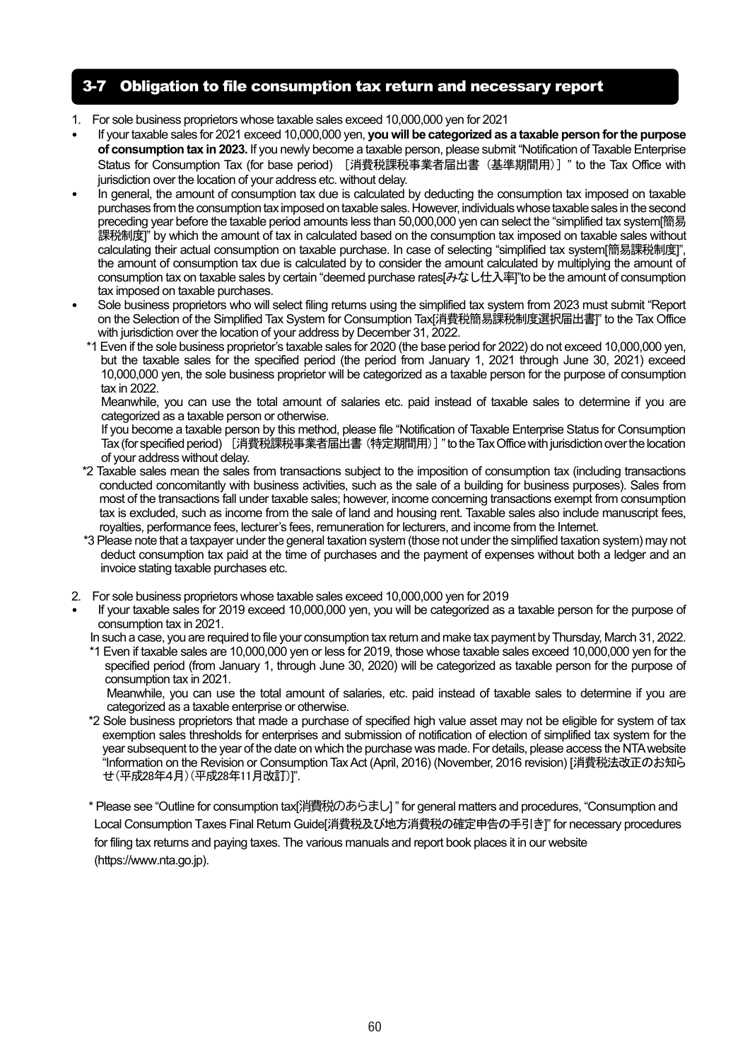## 3-7 Obligation to file consumption tax return and necessary report

1. For sole business proprietors whose taxable sales exceed 10,000,000 yen for 2021

- If your taxable sales for 2021 exceed 10,000,000 yen, **you will be categorized as a taxable person for the purpose of consumption tax in 2023.** If you newly become a taxable person, please submit "Notification of Taxable Enterprise Status for Consumption Tax (for base period) ［消費税課税事業者届出書（基準期間用）］" to the Tax Office with jurisdiction over the location of your address etc. without delay.
- In general, the amount of consumption tax due is calculated by deducting the consumption tax imposed on taxable purchases from the consumption tax imposed on taxable sales. However, individuals whose taxable sales in the second preceding year before the taxable period amounts less than 50,000,000 yen can select the "simplified tax system[簡易課税制度]" by which the amount of tax in calculated based on the consumption tax imposed on taxable sales without calculating their actual consumption on taxable purchase. In case of selecting "simplified tax system[簡易課税制度]", the amount of consumption tax due is calculated by to consider the amount calculated by multiplying the amount of consumption tax on taxable sales by certain "deemed purchase rates[みなし仕入率]"to be the amount of consumption tax imposed on taxable purchases.
- Sole business proprietors who will select filing returns using the simplified tax system from 2023 must submit "Report on the Selection of the Simplified Tax System for Consumption Tax[消費税簡易課税制度選択届出書]" to the Tax Office with jurisdiction over the location of your address by December 31, 2022.

 *1 Even if the sole business proprietor's taxable sales for 2020 (the base period for 2022) do not exceed 10,000,000 yen, but the taxable sales for the specified period (the period from January 1, 2021 through June 30, 2021) exceed 10,000,000 yen, the sole business proprietor will be categorized as a taxable person for the purpose of consumption tax in 2022.
 Meanwhile, you can use the total amount of salaries etc. paid instead of taxable sales to determine if you are categorized as a taxable person or otherwise.
 If you become a taxable person by this method, please file "Notification of Taxable Enterprise Status for Consumption Tax (for specified period) ［消費税課税事業者届出書（特定期間用）］" to the Tax Office with jurisdiction over the location of your address without delay.

 *2 Taxable sales mean the sales from transactions subject to the imposition of consumption tax (including transactions conducted concomitantly with business activities, such as the sale of a building for business purposes). Sales from most of the transactions fall under taxable sales; however, income concerning transactions exempt from consumption tax is excluded, such as income from the sale of land and housing rent. Taxable sales also include manuscript fees, royalties, performance fees, lecturer's fees, remuneration for lecturers, and income from the Internet.

 *3 Please note that a taxpayer under the general taxation system (those not under the simplified taxation system) may not deduct consumption tax paid at the time of purchases and the payment of expenses without both a ledger and an invoice stating taxable purchases etc.

2. For sole business proprietors whose taxable sales exceed 10,000,000 yen for 2019

- If your taxable sales for 2019 exceed 10,000,000 yen, you will be categorized as a taxable person for the purpose of consumption tax in 2021.
 In such a case, you are required to file your consumption tax return and make tax payment by Thursday, March 31, 2022.

 *1 Even if taxable sales are 10,000,000 yen or less for 2019, those whose taxable sales exceed 10,000,000 yen for the specified period (from January 1, through June 30, 2020) will be categorized as taxable person for the purpose of consumption tax in 2021.
 Meanwhile, you can use the total amount of salaries, etc. paid instead of taxable sales to determine if you are categorized as a taxable enterprise or otherwise.

 *2 Sole business proprietors that made a purchase of specified high value asset may not be eligible for system of tax exemption sales thresholds for enterprises and submission of notification of election of simplified tax system for the year subsequent to the year of the date on which the purchase was made. For details, please access the NTA website "Information on the Revision or Consumption Tax Act (April, 2016) (November, 2016 revision) [消費税法改正のお知らせ（平成28年4月）（平成28年11月改訂）]".

\* Please see "Outline for consumption tax[消費税のあらまし] " for general matters and procedures, "Consumption and Local Consumption Taxes Final Return Guide[消費税及び地方消費税の確定申告の手引き]" for necessary procedures for filing tax returns and paying taxes. The various manuals and report book places it in our website (https://www.nta.go.jp).